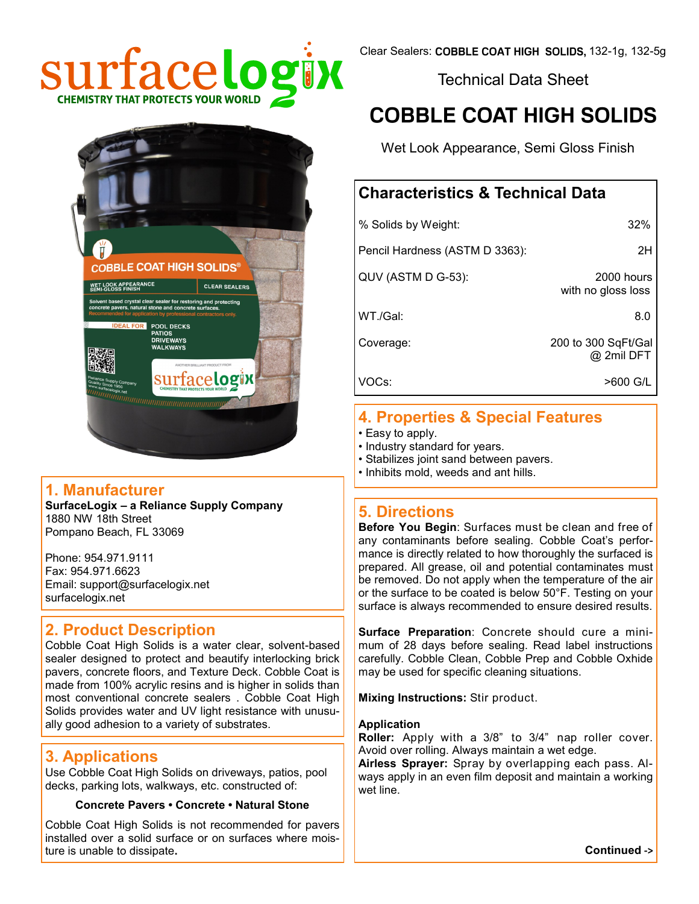surfacelogix
CHEMISTRY THAT PROTECTS YOUR WORLD

Clear Sealers: **COBBLE COAT HIGH SOLIDS,** 132-1g, 132-5g

Technical Data Sheet

# COBBLE COAT HIGH SOLIDS

Wet Look Appearance, Semi Gloss Finish

## Characteristics & Technical Data

| | |
|---|---|
| % Solids by Weight: | 32% |
| Pencil Hardness (ASTM D 3363): | 2H |
| QUV (ASTM D G-53): | 2000 hours with no gloss loss |
| WT./Gal: | 8.0 |
| Coverage: | 200 to 300 SqFt/Gal @ 2mil DFT |
| VOCs: | >600 G/L |

## 1. Manufacturer

**SurfaceLogix – a Reliance Supply Company**
1880 NW 18th Street
Pompano Beach, FL 33069

Phone: 954.971.9111
Fax: 954.971.6623
Email: support@surfacelogix.net
surfacelogix.net

## 2. Product Description

Cobble Coat High Solids is a water clear, solvent-based sealer designed to protect and beautify interlocking brick pavers, concrete floors, and Texture Deck. Cobble Coat is made from 100% acrylic resins and is higher in solids than most conventional concrete sealers . Cobble Coat High Solids provides water and UV light resistance with unusually good adhesion to a variety of substrates.

## 3. Applications

Use Cobble Coat High Solids on driveways, patios, pool decks, parking lots, walkways, etc. constructed of:

**Concrete Pavers • Concrete • Natural Stone**

Cobble Coat High Solids is not recommended for pavers installed over a solid surface or on surfaces where moisture is unable to dissipate**.**

## 4. Properties & Special Features

- Easy to apply.
- Industry standard for years.
- Stabilizes joint sand between pavers.
- Inhibits mold, weeds and ant hills.

## 5. Directions

**Before You Begin**: Surfaces must be clean and free of any contaminants before sealing. Cobble Coat's performance is directly related to how thoroughly the surfaced is prepared. All grease, oil and potential contaminates must be removed. Do not apply when the temperature of the air or the surface to be coated is below 50°F. Testing on your surface is always recommended to ensure desired results.

**Surface Preparation**: Concrete should cure a minimum of 28 days before sealing. Read label instructions carefully. Cobble Clean, Cobble Prep and Cobble Oxhide may be used for specific cleaning situations.

**Mixing Instructions:** Stir product.

**Application**
**Roller:** Apply with a 3/8" to 3/4" nap roller cover. Avoid over rolling. Always maintain a wet edge.
**Airless Sprayer:** Spray by overlapping each pass. Always apply in an even film deposit and maintain a working wet line.

**Continued ->**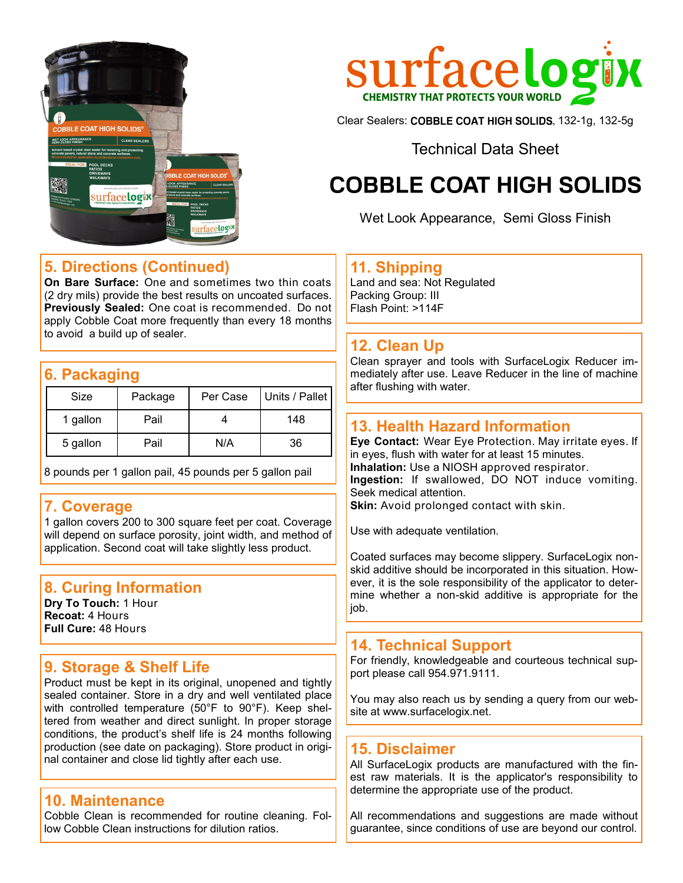surfacelogix

CHEMISTRY THAT PROTECTS YOUR WORLD

Clear Sealers: **COBBLE COAT HIGH SOLIDS**, 132-1g, 132-5g

Technical Data Sheet

# COBBLE COAT HIGH SOLIDS

Wet Look Appearance, Semi Gloss Finish

## 5. Directions (Continued)

**On Bare Surface:** One and sometimes two thin coats (2 dry mils) provide the best results on uncoated surfaces. **Previously Sealed:** One coat is recommended. Do not apply Cobble Coat more frequently than every 18 months to avoid a build up of sealer.

## 6. Packaging

| Size | Package | Per Case | Units / Pallet |
|---|---|---|---|
| 1 gallon | Pail | 4 | 148 |
| 5 gallon | Pail | N/A | 36 |

8 pounds per 1 gallon pail, 45 pounds per 5 gallon pail

## 7. Coverage

1 gallon covers 200 to 300 square feet per coat. Coverage will depend on surface porosity, joint width, and method of application. Second coat will take slightly less product.

## 8. Curing Information

**Dry To Touch:** 1 Hour
**Recoat:** 4 Hours
**Full Cure:** 48 Hours

## 9. Storage & Shelf Life

Product must be kept in its original, unopened and tightly sealed container. Store in a dry and well ventilated place with controlled temperature (50°F to 90°F). Keep sheltered from weather and direct sunlight. In proper storage conditions, the product's shelf life is 24 months following production (see date on packaging). Store product in original container and close lid tightly after each use.

## 10. Maintenance

Cobble Clean is recommended for routine cleaning. Follow Cobble Clean instructions for dilution ratios.

## 11. Shipping

Land and sea: Not Regulated
Packing Group: III
Flash Point: >114F

## 12. Clean Up

Clean sprayer and tools with SurfaceLogix Reducer immediately after use. Leave Reducer in the line of machine after flushing with water.

## 13. Health Hazard Information

**Eye Contact:** Wear Eye Protection. May irritate eyes. If in eyes, flush with water for at least 15 minutes.
**Inhalation:** Use a NIOSH approved respirator.
**Ingestion:** If swallowed, DO NOT induce vomiting. Seek medical attention.
**Skin:** Avoid prolonged contact with skin.

Use with adequate ventilation.

Coated surfaces may become slippery. SurfaceLogix non-skid additive should be incorporated in this situation. However, it is the sole responsibility of the applicator to determine whether a non-skid additive is appropriate for the job.

## 14. Technical Support

For friendly, knowledgeable and courteous technical support please call 954.971.9111.

You may also reach us by sending a query from our website at www.surfacelogix.net.

## 15. Disclaimer

All SurfaceLogix products are manufactured with the finest raw materials. It is the applicator's responsibility to determine the appropriate use of the product.

All recommendations and suggestions are made without guarantee, since conditions of use are beyond our control.